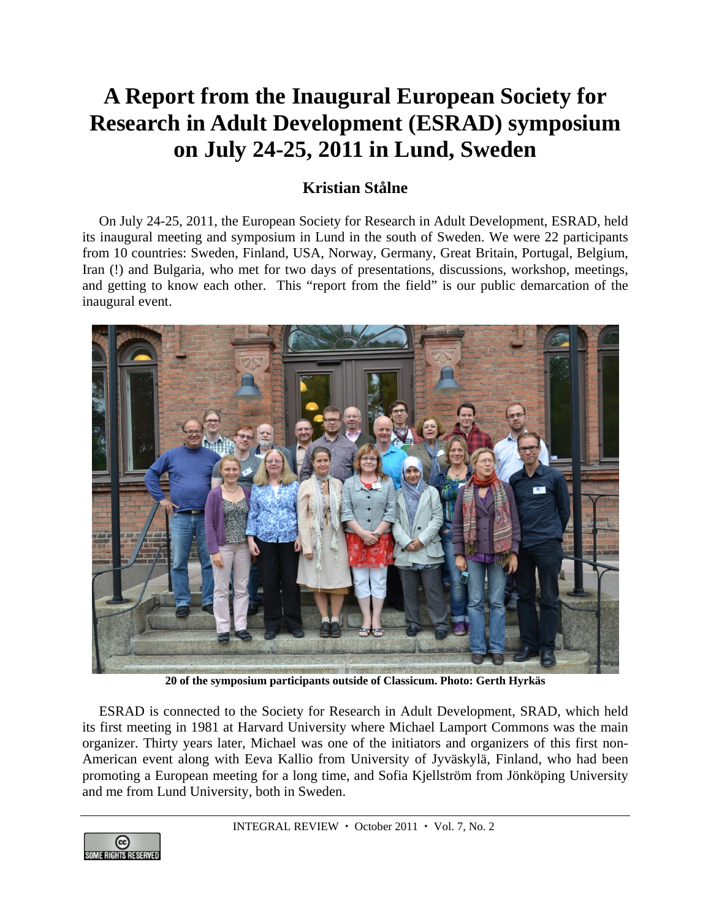# A Report from the Inaugural European Society for Research in Adult Development (ESRAD) symposium on July 24-25, 2011 in Lund, Sweden

## Kristian Stålne

On July 24-25, 2011, the European Society for Research in Adult Development, ESRAD, held its inaugural meeting and symposium in Lund in the south of Sweden. We were 22 participants from 10 countries: Sweden, Finland, USA, Norway, Germany, Great Britain, Portugal, Belgium, Iran (!) and Bulgaria, who met for two days of presentations, discussions, workshop, meetings, and getting to know each other. This "report from the field" is our public demarcation of the inaugural event.

**20 of the symposium participants outside of Classicum. Photo: Gerth Hyrkäs**

ESRAD is connected to the Society for Research in Adult Development, SRAD, which held its first meeting in 1981 at Harvard University where Michael Lamport Commons was the main organizer. Thirty years later, Michael was one of the initiators and organizers of this first non-American event along with Eeva Kallio from University of Jyväskylä, Finland, who had been promoting a European meeting for a long time, and Sofia Kjellström from Jönköping University and me from Lund University, both in Sweden.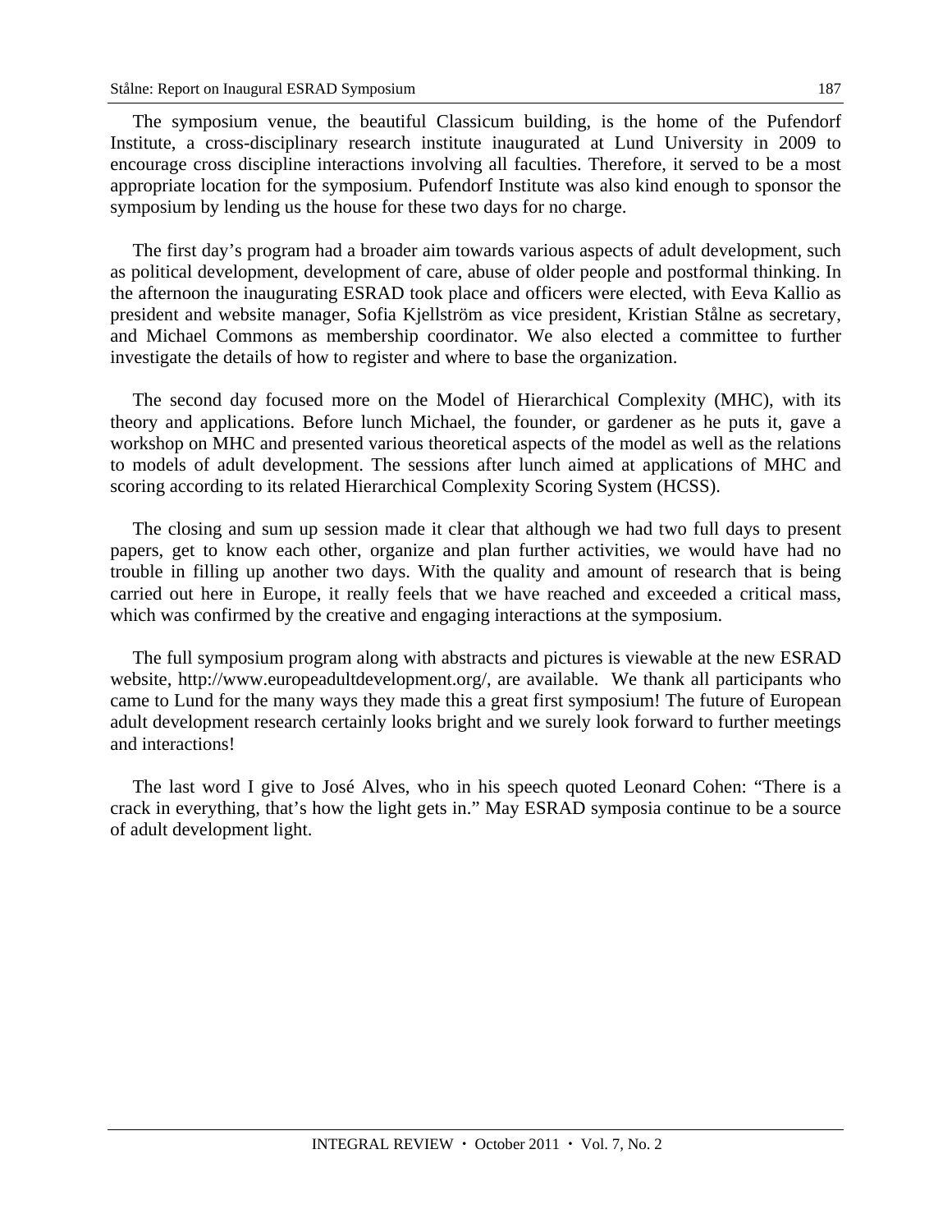The symposium venue, the beautiful Classicum building, is the home of the Pufendorf Institute, a cross-disciplinary research institute inaugurated at Lund University in 2009 to encourage cross discipline interactions involving all faculties. Therefore, it served to be a most appropriate location for the symposium. Pufendorf Institute was also kind enough to sponsor the symposium by lending us the house for these two days for no charge.

The first day's program had a broader aim towards various aspects of adult development, such as political development, development of care, abuse of older people and postformal thinking. In the afternoon the inaugurating ESRAD took place and officers were elected, with Eeva Kallio as president and website manager, Sofia Kjellström as vice president, Kristian Stålne as secretary, and Michael Commons as membership coordinator. We also elected a committee to further investigate the details of how to register and where to base the organization.

The second day focused more on the Model of Hierarchical Complexity (MHC), with its theory and applications. Before lunch Michael, the founder, or gardener as he puts it, gave a workshop on MHC and presented various theoretical aspects of the model as well as the relations to models of adult development. The sessions after lunch aimed at applications of MHC and scoring according to its related Hierarchical Complexity Scoring System (HCSS).

The closing and sum up session made it clear that although we had two full days to present papers, get to know each other, organize and plan further activities, we would have had no trouble in filling up another two days. With the quality and amount of research that is being carried out here in Europe, it really feels that we have reached and exceeded a critical mass, which was confirmed by the creative and engaging interactions at the symposium.

The full symposium program along with abstracts and pictures is viewable at the new ESRAD website, http://www.europeadultdevelopment.org/, are available. We thank all participants who came to Lund for the many ways they made this a great first symposium! The future of European adult development research certainly looks bright and we surely look forward to further meetings and interactions!

The last word I give to José Alves, who in his speech quoted Leonard Cohen: "There is a crack in everything, that's how the light gets in." May ESRAD symposia continue to be a source of adult development light.